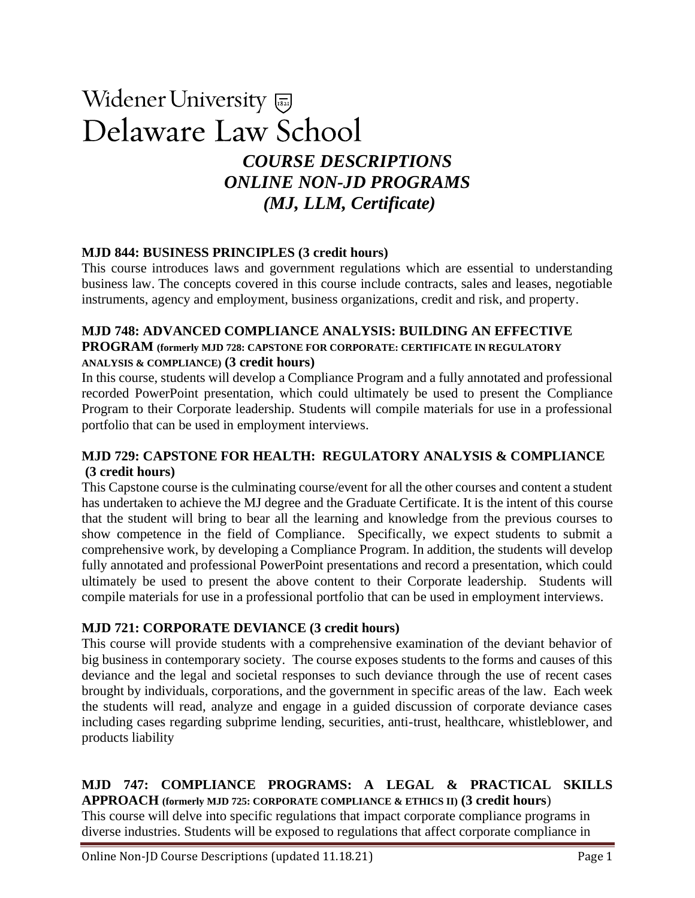Widener University

# Delaware Law School

## *COURSE DESCRIPTIONS*
## *ONLINE NON-JD PROGRAMS*
## *(MJ, LLM, Certificate)*

**MJD 844: BUSINESS PRINCIPLES (3 credit hours)**

This course introduces laws and government regulations which are essential to understanding business law. The concepts covered in this course include contracts, sales and leases, negotiable instruments, agency and employment, business organizations, credit and risk, and property.

**MJD 748: ADVANCED COMPLIANCE ANALYSIS: BUILDING AN EFFECTIVE PROGRAM (formerly MJD 728: CAPSTONE FOR CORPORATE: CERTIFICATE IN REGULATORY ANALYSIS & COMPLIANCE) (3 credit hours)**

In this course, students will develop a Compliance Program and a fully annotated and professional recorded PowerPoint presentation, which could ultimately be used to present the Compliance Program to their Corporate leadership. Students will compile materials for use in a professional portfolio that can be used in employment interviews.

**MJD 729: CAPSTONE FOR HEALTH: REGULATORY ANALYSIS & COMPLIANCE (3 credit hours)**

This Capstone course is the culminating course/event for all the other courses and content a student has undertaken to achieve the MJ degree and the Graduate Certificate. It is the intent of this course that the student will bring to bear all the learning and knowledge from the previous courses to show competence in the field of Compliance. Specifically, we expect students to submit a comprehensive work, by developing a Compliance Program. In addition, the students will develop fully annotated and professional PowerPoint presentations and record a presentation, which could ultimately be used to present the above content to their Corporate leadership. Students will compile materials for use in a professional portfolio that can be used in employment interviews.

**MJD 721: CORPORATE DEVIANCE (3 credit hours)**

This course will provide students with a comprehensive examination of the deviant behavior of big business in contemporary society. The course exposes students to the forms and causes of this deviance and the legal and societal responses to such deviance through the use of recent cases brought by individuals, corporations, and the government in specific areas of the law. Each week the students will read, analyze and engage in a guided discussion of corporate deviance cases including cases regarding subprime lending, securities, anti-trust, healthcare, whistleblower, and products liability

**MJD 747: COMPLIANCE PROGRAMS: A LEGAL & PRACTICAL SKILLS APPROACH (formerly MJD 725: CORPORATE COMPLIANCE & ETHICS II) (3 credit hours)**

This course will delve into specific regulations that impact corporate compliance programs in diverse industries. Students will be exposed to regulations that affect corporate compliance in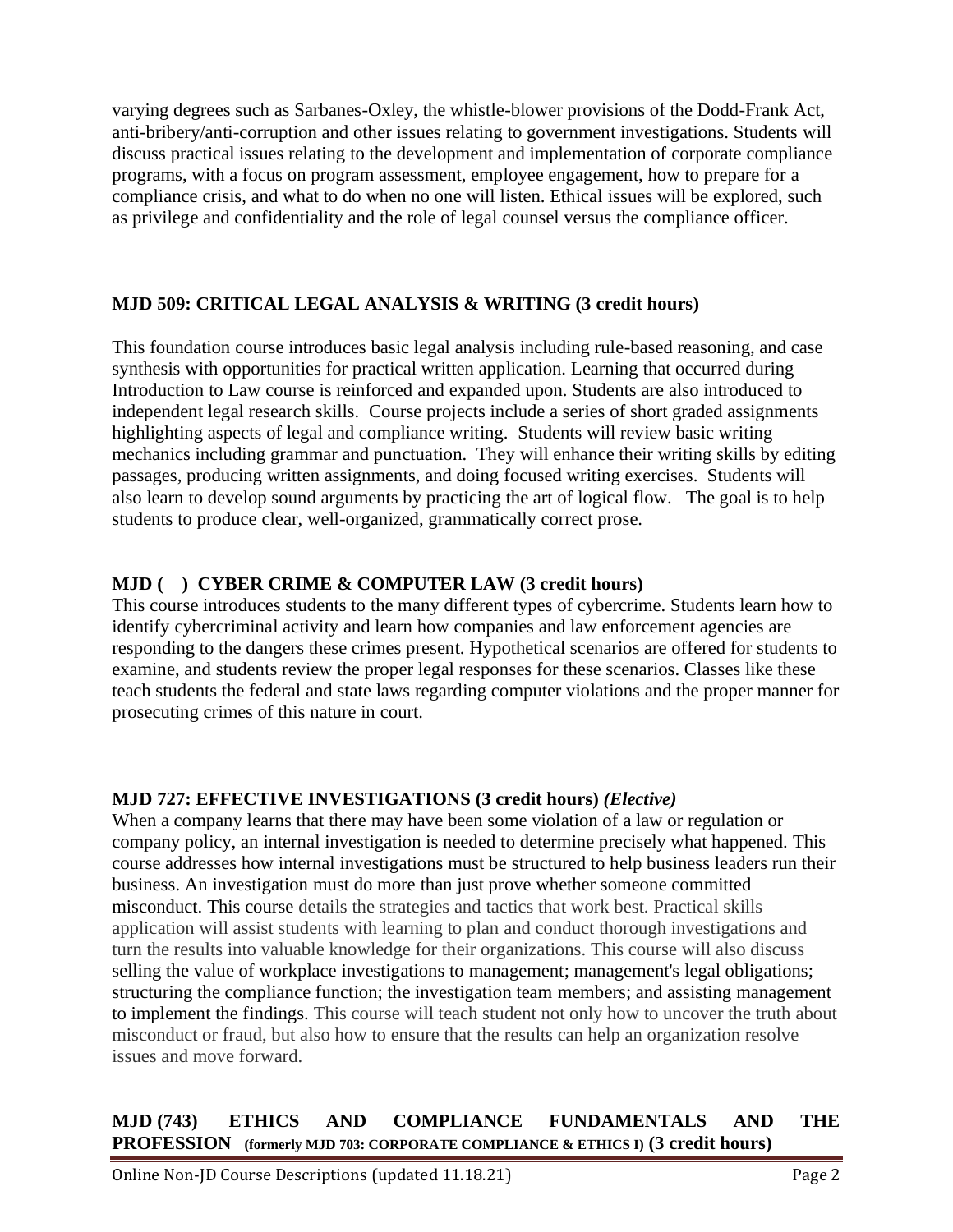varying degrees such as Sarbanes-Oxley, the whistle-blower provisions of the Dodd-Frank Act, anti-bribery/anti-corruption and other issues relating to government investigations. Students will discuss practical issues relating to the development and implementation of corporate compliance programs, with a focus on program assessment, employee engagement, how to prepare for a compliance crisis, and what to do when no one will listen. Ethical issues will be explored, such as privilege and confidentiality and the role of legal counsel versus the compliance officer.

### MJD 509: CRITICAL LEGAL ANALYSIS & WRITING (3 credit hours)

This foundation course introduces basic legal analysis including rule-based reasoning, and case synthesis with opportunities for practical written application. Learning that occurred during Introduction to Law course is reinforced and expanded upon. Students are also introduced to independent legal research skills. Course projects include a series of short graded assignments highlighting aspects of legal and compliance writing. Students will review basic writing mechanics including grammar and punctuation. They will enhance their writing skills by editing passages, producing written assignments, and doing focused writing exercises. Students will also learn to develop sound arguments by practicing the art of logical flow. The goal is to help students to produce clear, well-organized, grammatically correct prose.

### MJD ( ) CYBER CRIME & COMPUTER LAW (3 credit hours)

This course introduces students to the many different types of cybercrime. Students learn how to identify cybercriminal activity and learn how companies and law enforcement agencies are responding to the dangers these crimes present. Hypothetical scenarios are offered for students to examine, and students review the proper legal responses for these scenarios. Classes like these teach students the federal and state laws regarding computer violations and the proper manner for prosecuting crimes of this nature in court.

### MJD 727: EFFECTIVE INVESTIGATIONS (3 credit hours) *(Elective)*

When a company learns that there may have been some violation of a law or regulation or company policy, an internal investigation is needed to determine precisely what happened. This course addresses how internal investigations must be structured to help business leaders run their business. An investigation must do more than just prove whether someone committed misconduct. This course details the strategies and tactics that work best. Practical skills application will assist students with learning to plan and conduct thorough investigations and turn the results into valuable knowledge for their organizations. This course will also discuss selling the value of workplace investigations to management; management's legal obligations; structuring the compliance function; the investigation team members; and assisting management to implement the findings. This course will teach student not only how to uncover the truth about misconduct or fraud, but also how to ensure that the results can help an organization resolve issues and move forward.

### MJD (743) ETHICS AND COMPLIANCE FUNDAMENTALS AND THE PROFESSION (formerly MJD 703: CORPORATE COMPLIANCE & ETHICS I) (3 credit hours)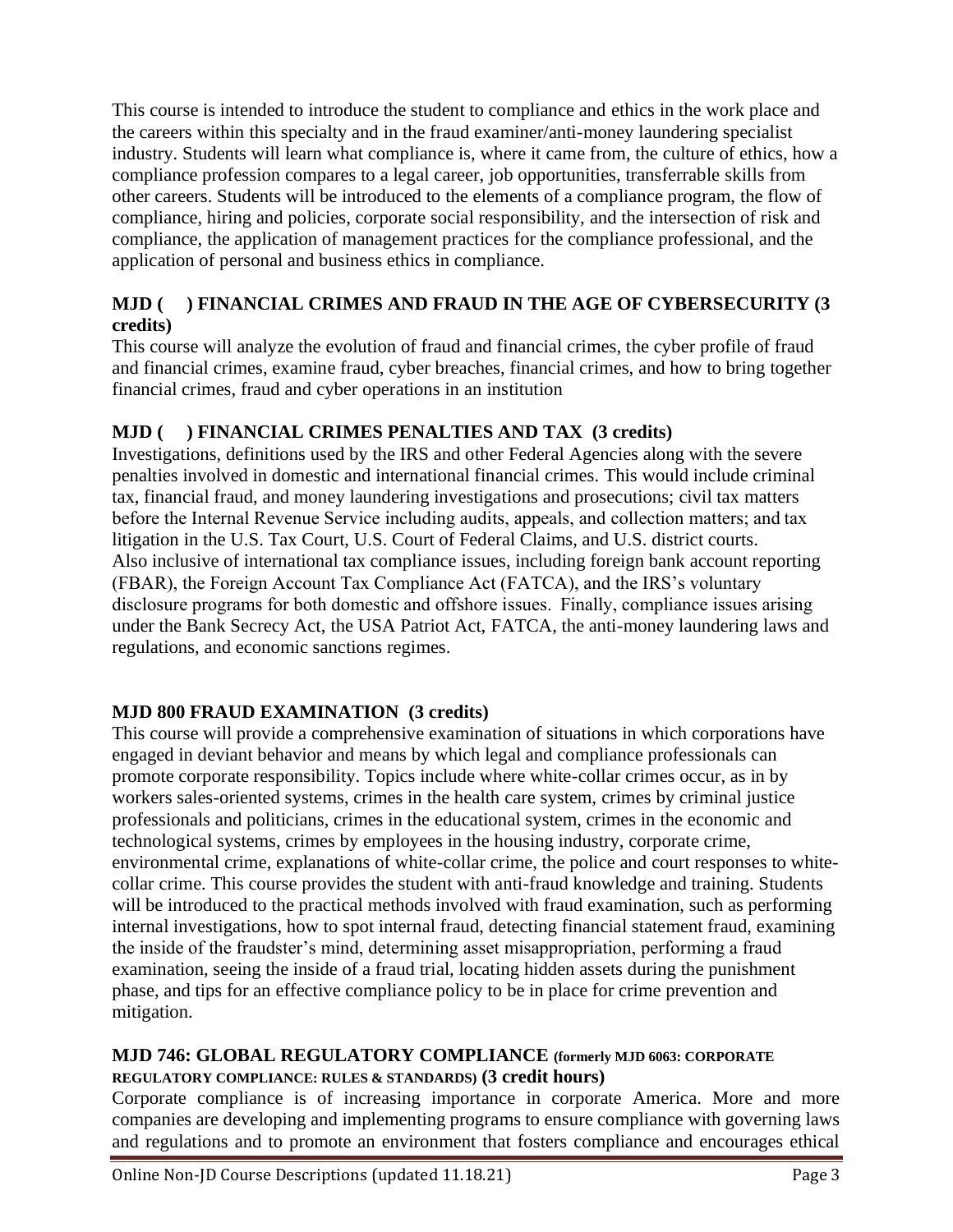This course is intended to introduce the student to compliance and ethics in the work place and the careers within this specialty and in the fraud examiner/anti-money laundering specialist industry. Students will learn what compliance is, where it came from, the culture of ethics, how a compliance profession compares to a legal career, job opportunities, transferrable skills from other careers. Students will be introduced to the elements of a compliance program, the flow of compliance, hiring and policies, corporate social responsibility, and the intersection of risk and compliance, the application of management practices for the compliance professional, and the application of personal and business ethics in compliance.

### MJD (     ) FINANCIAL CRIMES AND FRAUD IN THE AGE OF CYBERSECURITY (3 credits)

This course will analyze the evolution of fraud and financial crimes, the cyber profile of fraud and financial crimes, examine fraud, cyber breaches, financial crimes, and how to bring together financial crimes, fraud and cyber operations in an institution

### MJD (     ) FINANCIAL CRIMES PENALTIES AND TAX (3 credits)

Investigations, definitions used by the IRS and other Federal Agencies along with the severe penalties involved in domestic and international financial crimes. This would include criminal tax, financial fraud, and money laundering investigations and prosecutions; civil tax matters before the Internal Revenue Service including audits, appeals, and collection matters; and tax litigation in the U.S. Tax Court, U.S. Court of Federal Claims, and U.S. district courts. Also inclusive of international tax compliance issues, including foreign bank account reporting (FBAR), the Foreign Account Tax Compliance Act (FATCA), and the IRS's voluntary disclosure programs for both domestic and offshore issues. Finally, compliance issues arising under the Bank Secrecy Act, the USA Patriot Act, FATCA, the anti-money laundering laws and regulations, and economic sanctions regimes.

### MJD 800 FRAUD EXAMINATION (3 credits)

This course will provide a comprehensive examination of situations in which corporations have engaged in deviant behavior and means by which legal and compliance professionals can promote corporate responsibility. Topics include where white-collar crimes occur, as in by workers sales-oriented systems, crimes in the health care system, crimes by criminal justice professionals and politicians, crimes in the educational system, crimes in the economic and technological systems, crimes by employees in the housing industry, corporate crime, environmental crime, explanations of white-collar crime, the police and court responses to white-collar crime. This course provides the student with anti-fraud knowledge and training. Students will be introduced to the practical methods involved with fraud examination, such as performing internal investigations, how to spot internal fraud, detecting financial statement fraud, examining the inside of the fraudster's mind, determining asset misappropriation, performing a fraud examination, seeing the inside of a fraud trial, locating hidden assets during the punishment phase, and tips for an effective compliance policy to be in place for crime prevention and mitigation.

### MJD 746: GLOBAL REGULATORY COMPLIANCE (formerly MJD 6063: CORPORATE REGULATORY COMPLIANCE: RULES & STANDARDS) (3 credit hours)

Corporate compliance is of increasing importance in corporate America. More and more companies are developing and implementing programs to ensure compliance with governing laws and regulations and to promote an environment that fosters compliance and encourages ethical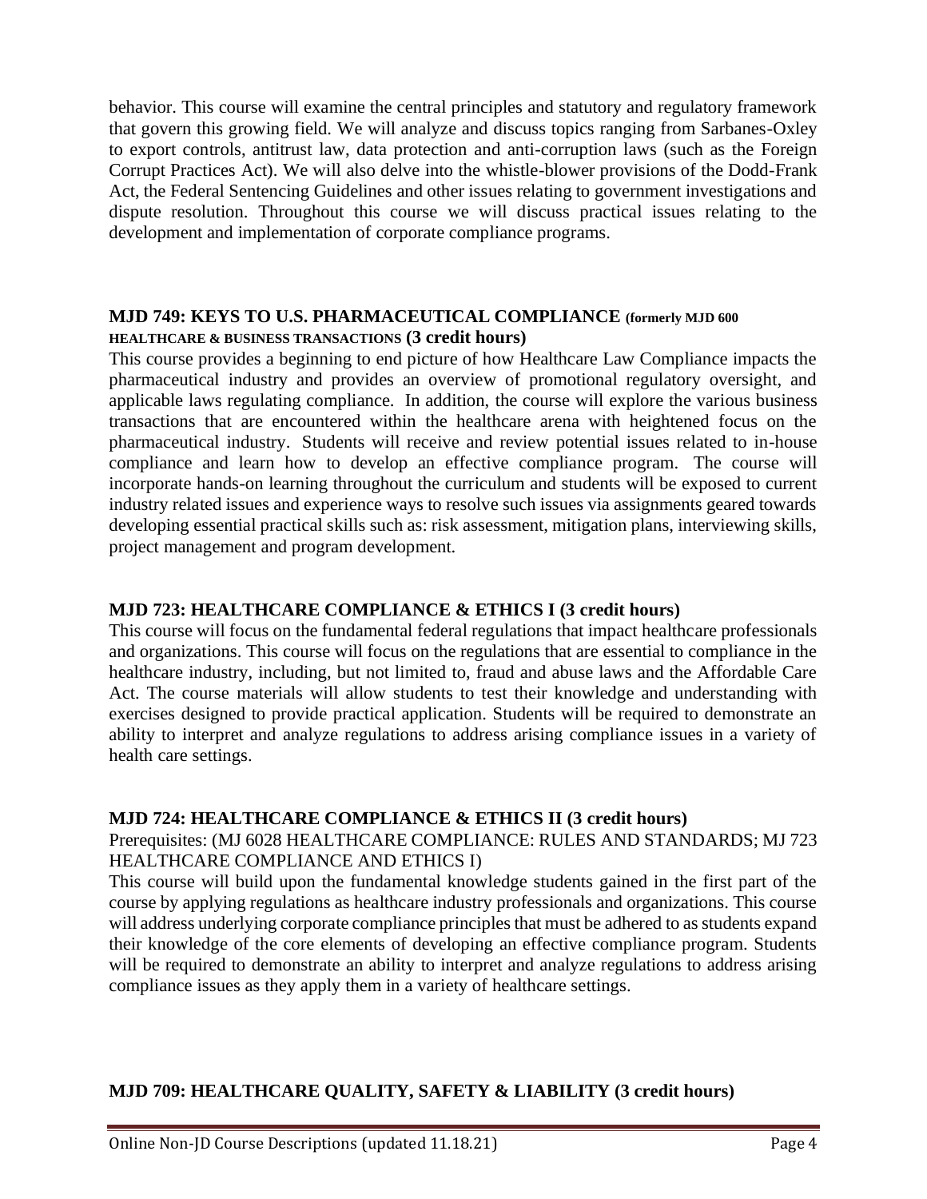behavior. This course will examine the central principles and statutory and regulatory framework that govern this growing field. We will analyze and discuss topics ranging from Sarbanes-Oxley to export controls, antitrust law, data protection and anti-corruption laws (such as the Foreign Corrupt Practices Act). We will also delve into the whistle-blower provisions of the Dodd-Frank Act, the Federal Sentencing Guidelines and other issues relating to government investigations and dispute resolution. Throughout this course we will discuss practical issues relating to the development and implementation of corporate compliance programs.

### MJD 749: KEYS TO U.S. PHARMACEUTICAL COMPLIANCE (formerly MJD 600 HEALTHCARE & BUSINESS TRANSACTIONS (3 credit hours)

This course provides a beginning to end picture of how Healthcare Law Compliance impacts the pharmaceutical industry and provides an overview of promotional regulatory oversight, and applicable laws regulating compliance. In addition, the course will explore the various business transactions that are encountered within the healthcare arena with heightened focus on the pharmaceutical industry. Students will receive and review potential issues related to in-house compliance and learn how to develop an effective compliance program. The course will incorporate hands-on learning throughout the curriculum and students will be exposed to current industry related issues and experience ways to resolve such issues via assignments geared towards developing essential practical skills such as: risk assessment, mitigation plans, interviewing skills, project management and program development.

### MJD 723: HEALTHCARE COMPLIANCE & ETHICS I (3 credit hours)

This course will focus on the fundamental federal regulations that impact healthcare professionals and organizations. This course will focus on the regulations that are essential to compliance in the healthcare industry, including, but not limited to, fraud and abuse laws and the Affordable Care Act. The course materials will allow students to test their knowledge and understanding with exercises designed to provide practical application. Students will be required to demonstrate an ability to interpret and analyze regulations to address arising compliance issues in a variety of health care settings.

### MJD 724: HEALTHCARE COMPLIANCE & ETHICS II (3 credit hours)

Prerequisites: (MJ 6028 HEALTHCARE COMPLIANCE: RULES AND STANDARDS; MJ 723 HEALTHCARE COMPLIANCE AND ETHICS I)

This course will build upon the fundamental knowledge students gained in the first part of the course by applying regulations as healthcare industry professionals and organizations. This course will address underlying corporate compliance principles that must be adhered to as students expand their knowledge of the core elements of developing an effective compliance program. Students will be required to demonstrate an ability to interpret and analyze regulations to address arising compliance issues as they apply them in a variety of healthcare settings.

### MJD 709: HEALTHCARE QUALITY, SAFETY & LIABILITY (3 credit hours)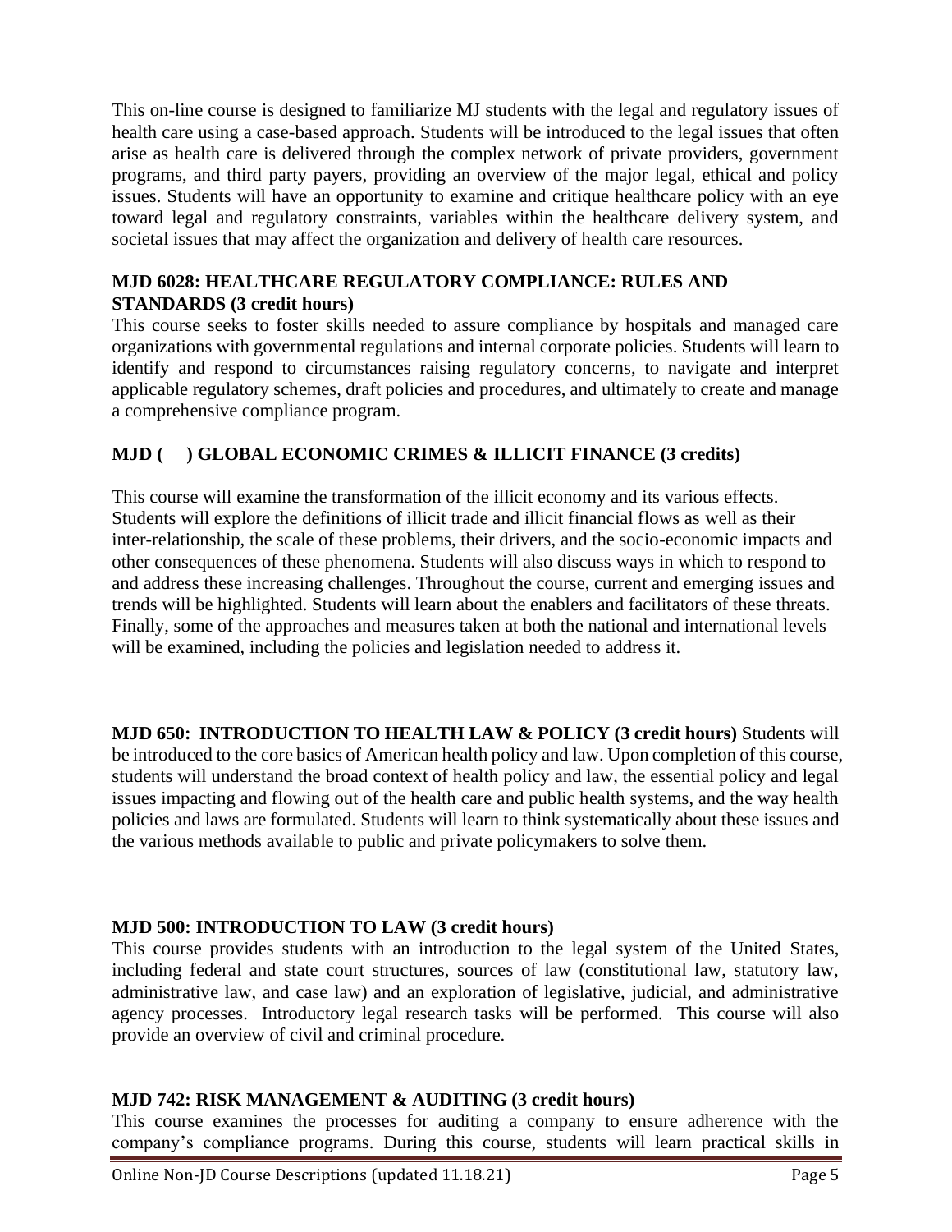This on-line course is designed to familiarize MJ students with the legal and regulatory issues of health care using a case-based approach. Students will be introduced to the legal issues that often arise as health care is delivered through the complex network of private providers, government programs, and third party payers, providing an overview of the major legal, ethical and policy issues. Students will have an opportunity to examine and critique healthcare policy with an eye toward legal and regulatory constraints, variables within the healthcare delivery system, and societal issues that may affect the organization and delivery of health care resources.

**MJD 6028: HEALTHCARE REGULATORY COMPLIANCE: RULES AND STANDARDS (3 credit hours)**
This course seeks to foster skills needed to assure compliance by hospitals and managed care organizations with governmental regulations and internal corporate policies. Students will learn to identify and respond to circumstances raising regulatory concerns, to navigate and interpret applicable regulatory schemes, draft policies and procedures, and ultimately to create and manage a comprehensive compliance program.

**MJD ( ) GLOBAL ECONOMIC CRIMES & ILLICIT FINANCE (3 credits)**

This course will examine the transformation of the illicit economy and its various effects. Students will explore the definitions of illicit trade and illicit financial flows as well as their inter-relationship, the scale of these problems, their drivers, and the socio-economic impacts and other consequences of these phenomena. Students will also discuss ways in which to respond to and address these increasing challenges. Throughout the course, current and emerging issues and trends will be highlighted. Students will learn about the enablers and facilitators of these threats. Finally, some of the approaches and measures taken at both the national and international levels will be examined, including the policies and legislation needed to address it.

**MJD 650: INTRODUCTION TO HEALTH LAW & POLICY (3 credit hours)** Students will be introduced to the core basics of American health policy and law. Upon completion of this course, students will understand the broad context of health policy and law, the essential policy and legal issues impacting and flowing out of the health care and public health systems, and the way health policies and laws are formulated. Students will learn to think systematically about these issues and the various methods available to public and private policymakers to solve them.

**MJD 500: INTRODUCTION TO LAW (3 credit hours)**
This course provides students with an introduction to the legal system of the United States, including federal and state court structures, sources of law (constitutional law, statutory law, administrative law, and case law) and an exploration of legislative, judicial, and administrative agency processes. Introductory legal research tasks will be performed. This course will also provide an overview of civil and criminal procedure.

**MJD 742: RISK MANAGEMENT & AUDITING (3 credit hours)**
This course examines the processes for auditing a company to ensure adherence with the company's compliance programs. During this course, students will learn practical skills in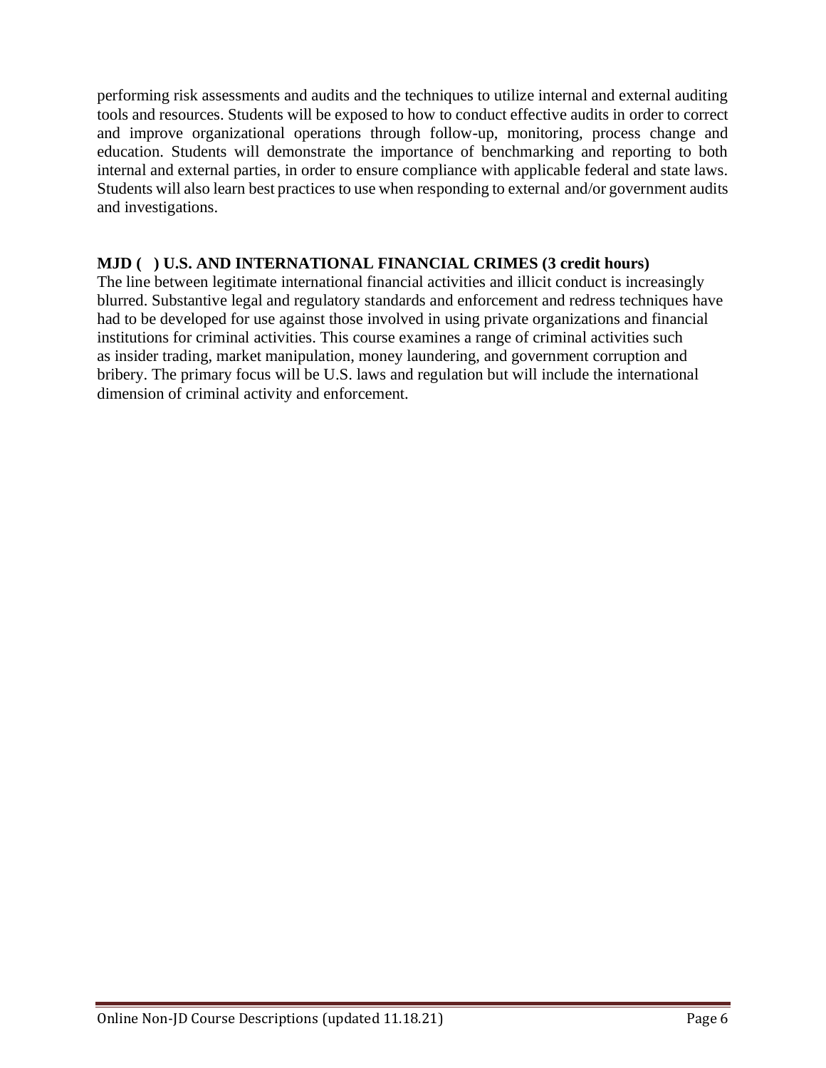performing risk assessments and audits and the techniques to utilize internal and external auditing tools and resources. Students will be exposed to how to conduct effective audits in order to correct and improve organizational operations through follow-up, monitoring, process change and education. Students will demonstrate the importance of benchmarking and reporting to both internal and external parties, in order to ensure compliance with applicable federal and state laws. Students will also learn best practices to use when responding to external and/or government audits and investigations.

**MJD ( ) U.S. AND INTERNATIONAL FINANCIAL CRIMES (3 credit hours)**

The line between legitimate international financial activities and illicit conduct is increasingly blurred. Substantive legal and regulatory standards and enforcement and redress techniques have had to be developed for use against those involved in using private organizations and financial institutions for criminal activities. This course examines a range of criminal activities such as insider trading, market manipulation, money laundering, and government corruption and bribery. The primary focus will be U.S. laws and regulation but will include the international dimension of criminal activity and enforcement.